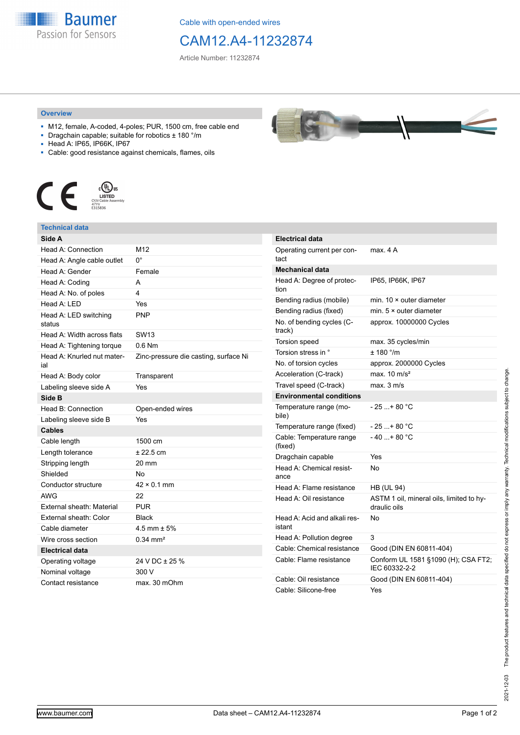Cable with open-ended wires

# CAM12.A4-11232874

Article Number: 11232874

## Overview

- M12, female, A-coded, 4-poles; PUR, 1500 cm, free cable end
- Dragchain capable; suitable for robotics ± 180 °/m
- Head A: IP65, IP66K, IP67
- Cable: good resistance against chemicals, flames, oils

## Technical data

| Side A | |
|---|---|
| Head A: Connection | M12 |
| Head A: Angle cable outlet | 0° |
| Head A: Gender | Female |
| Head A: Coding | A |
| Head A: No. of poles | 4 |
| Head A: LED | Yes |
| Head A: LED switching status | PNP |
| Head A: Width across flats | SW13 |
| Head A: Tightening torque | 0.6 Nm |
| Head A: Knurled nut material | Zinc-pressure die casting, surface Ni |
| Head A: Body color | Transparent |
| Labeling sleeve side A | Yes |
| **Side B** | |
| Head B: Connection | Open-ended wires |
| Labeling sleeve side B | Yes |
| **Cables** | |
| Cable length | 1500 cm |
| Length tolerance | ± 22.5 cm |
| Stripping length | 20 mm |
| Shielded | No |
| Conductor structure | 42 × 0.1 mm |
| AWG | 22 |
| External sheath: Material | PUR |
| External sheath: Color | Black |
| Cable diameter | 4.5 mm ± 5% |
| Wire cross section | 0.34 mm² |
| **Electrical data** | |
| Operating voltage | 24 V DC ± 25 % |
| Nominal voltage | 300 V |
| Contact resistance | max. 30 mOhm |

| Electrical data | |
|---|---|
| Operating current per contact | max. 4 A |
| **Mechanical data** | |
| Head A: Degree of protection | IP65, IP66K, IP67 |
| Bending radius (mobile) | min. 10 × outer diameter |
| Bending radius (fixed) | min. 5 × outer diameter |
| No. of bending cycles (C-track) | approx. 10000000 Cycles |
| Torsion speed | max. 35 cycles/min |
| Torsion stress in ° | ± 180 °/m |
| No. of torsion cycles | approx. 2000000 Cycles |
| Acceleration (C-track) | max. 10 m/s² |
| Travel speed (C-track) | max. 3 m/s |
| **Environmental conditions** | |
| Temperature range (mobile) | - 25 ...+ 80 °C |
| Temperature range (fixed) | - 25 ...+ 80 °C |
| Cable: Temperature range (fixed) | - 40 ...+ 80 °C |
| Dragchain capable | Yes |
| Head A: Chemical resistance | No |
| Head A: Flame resistance | HB (UL 94) |
| Head A: Oil resistance | ASTM 1 oil, mineral oils, limited to hydraulic oils |
| Head A: Acid and alkali resistant | No |
| Head A: Pollution degree | 3 |
| Cable: Chemical resistance | Good (DIN EN 60811-404) |
| Cable: Flame resistance | Conform UL 1581 §1090 (H); CSA FT2; IEC 60332-2-2 |
| Cable: Oil resistance | Good (DIN EN 60811-404) |
| Cable: Silicone-free | Yes |

2021-12-03 The product features and technical data specified do not express or imply any warranty. Technical modifications subject to change.

www.baumer.com — Data sheet – CAM12.A4-11232874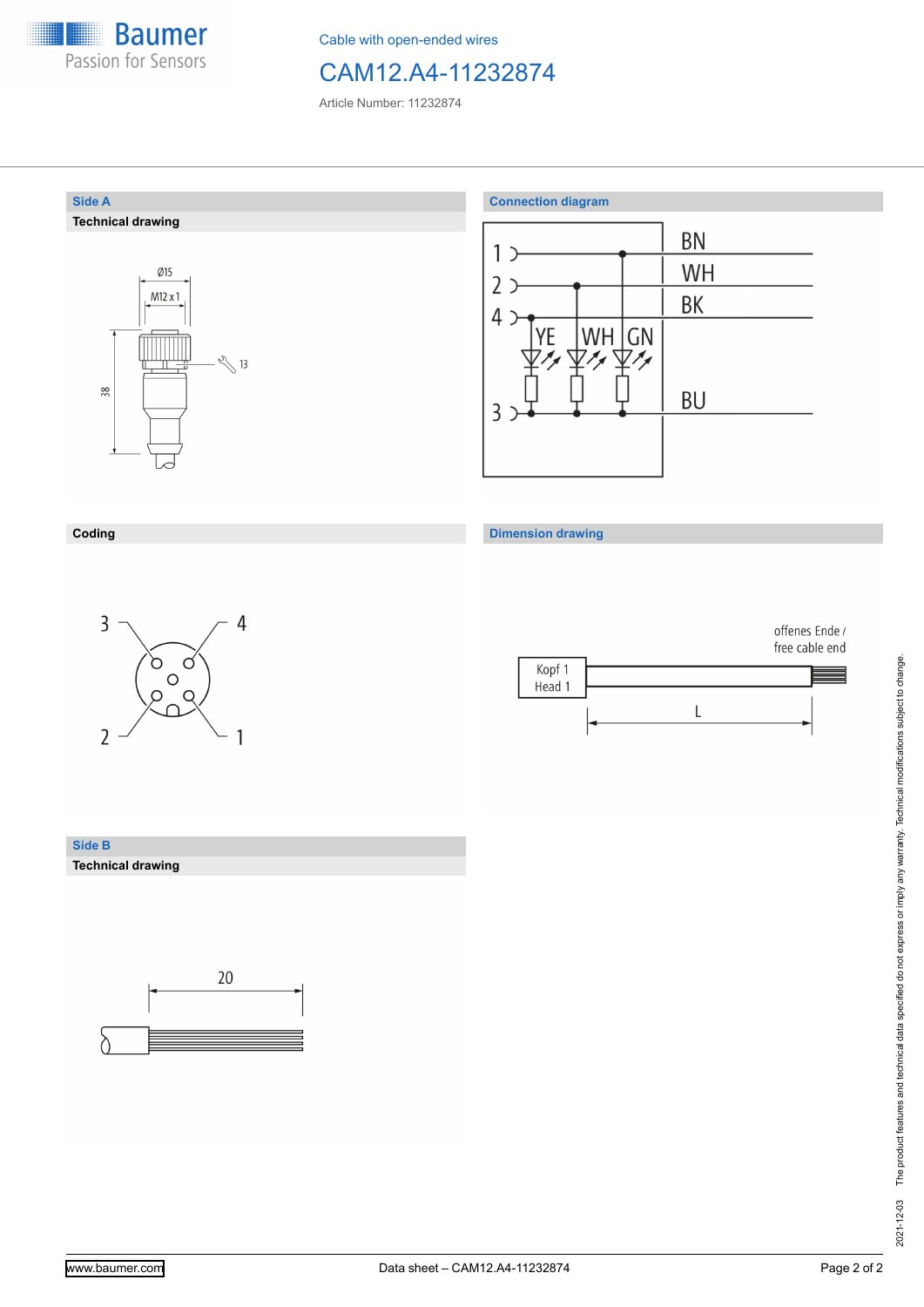Cable with open-ended wires

# CAM12.A4-11232874

Article Number: 11232874

## Side A

### Technical drawing

Ø15
M12 x 1
13
38

## Connection diagram

1
2
4
3
BN
WH
BK
YE
WH
GN
BU

### Coding

3
4
2
1

## Dimension drawing

offenes Ende /
free cable end
Kopf 1
Head 1
L

## Side B

### Technical drawing

20

2021-12-03 The product features and technical data specified do not express or imply any warranty. Technical modifications subject to change.

www.baumer.com

Data sheet – CAM12.A4-11232874